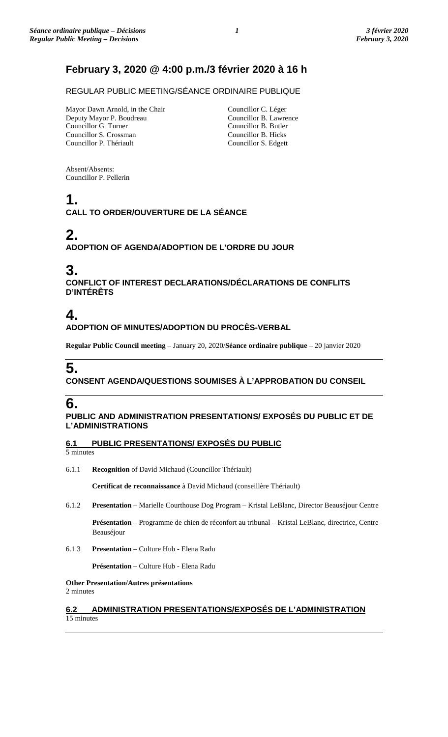## February 3, 2020 @ 4:00 p.m./3 février 2020 à 16 h

REGULAR PUBLIC MEETING/SÉANCE ORDINAIRE PUBLIQUE

Mayor Dawn Arnold, in the Chair
Deputy Mayor P. Boudreau
Councillor G. Turner
Councillor S. Crossman
Councillor P. Thériault
Councillor C. Léger
Councillor B. Lawrence
Councillor B. Butler
Councillor B. Hicks
Councillor S. Edgett

Absent/Absents:
Councillor P. Pellerin

# 1.
**CALL TO ORDER/OUVERTURE DE LA SÉANCE**

# 2.
**ADOPTION OF AGENDA/ADOPTION DE L'ORDRE DU JOUR**

# 3.
**CONFLICT OF INTEREST DECLARATIONS/DÉCLARATIONS DE CONFLITS D'INTÉRÊTS**

# 4.
**ADOPTION OF MINUTES/ADOPTION DU PROCÈS-VERBAL**

**Regular Public Council meeting** – January 20, 2020/**Séance ordinaire publique** – 20 janvier 2020

# 5.
**CONSENT AGENDA/QUESTIONS SOUMISES À L'APPROBATION DU CONSEIL**

# 6.
**PUBLIC AND ADMINISTRATION PRESENTATIONS/ EXPOSÉS DU PUBLIC ET DE L'ADMINISTRATIONS**

### 6.1 PUBLIC PRESENTATIONS/ EXPOSÉS DU PUBLIC
5 minutes

6.1.1 **Recognition** of David Michaud (Councillor Thériault)

**Certificat de reconnaissance** à David Michaud (conseillère Thériault)

6.1.2 **Presentation** – Marielle Courthouse Dog Program – Kristal LeBlanc, Director Beauséjour Centre

**Présentation** – Programme de chien de réconfort au tribunal – Kristal LeBlanc, directrice, Centre Beauséjour

6.1.3 **Presentation** – Culture Hub - Elena Radu

**Présentation** – Culture Hub - Elena Radu

**Other Presentation/Autres présentations**
2 minutes

### 6.2 ADMINISTRATION PRESENTATIONS/EXPOSÉS DE L'ADMINISTRATION
15 minutes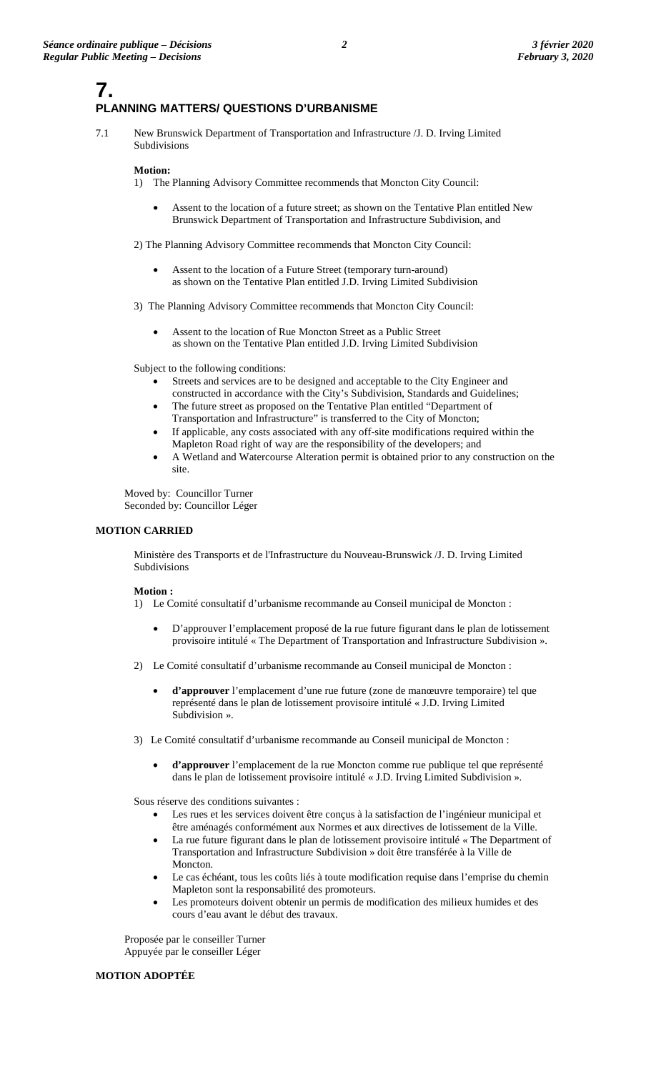# 7.

## PLANNING MATTERS/ QUESTIONS D'URBANISME

7.1 New Brunswick Department of Transportation and Infrastructure /J. D. Irving Limited Subdivisions

**Motion:**

1) The Planning Advisory Committee recommends that Moncton City Council:

- Assent to the location of a future street; as shown on the Tentative Plan entitled New Brunswick Department of Transportation and Infrastructure Subdivision, and

2) The Planning Advisory Committee recommends that Moncton City Council:

- Assent to the location of a Future Street (temporary turn-around) as shown on the Tentative Plan entitled J.D. Irving Limited Subdivision

3) The Planning Advisory Committee recommends that Moncton City Council:

- Assent to the location of Rue Moncton Street as a Public Street as shown on the Tentative Plan entitled J.D. Irving Limited Subdivision

Subject to the following conditions:

- Streets and services are to be designed and acceptable to the City Engineer and constructed in accordance with the City's Subdivision, Standards and Guidelines;
- The future street as proposed on the Tentative Plan entitled "Department of Transportation and Infrastructure" is transferred to the City of Moncton;
- If applicable, any costs associated with any off-site modifications required within the Mapleton Road right of way are the responsibility of the developers; and
- A Wetland and Watercourse Alteration permit is obtained prior to any construction on the site.

Moved by: Councillor Turner
Seconded by: Councillor Léger

**MOTION CARRIED**

Ministère des Transports et de l'Infrastructure du Nouveau-Brunswick /J. D. Irving Limited Subdivisions

**Motion :**

1) Le Comité consultatif d'urbanisme recommande au Conseil municipal de Moncton :

- D'approuver l'emplacement proposé de la rue future figurant dans le plan de lotissement provisoire intitulé « The Department of Transportation and Infrastructure Subdivision ».

2) Le Comité consultatif d'urbanisme recommande au Conseil municipal de Moncton :

- **d'approuver** l'emplacement d'une rue future (zone de manœuvre temporaire) tel que représenté dans le plan de lotissement provisoire intitulé « J.D. Irving Limited Subdivision ».

3) Le Comité consultatif d'urbanisme recommande au Conseil municipal de Moncton :

- **d'approuver** l'emplacement de la rue Moncton comme rue publique tel que représenté dans le plan de lotissement provisoire intitulé « J.D. Irving Limited Subdivision ».

Sous réserve des conditions suivantes :

- Les rues et les services doivent être conçus à la satisfaction de l'ingénieur municipal et être aménagés conformément aux Normes et aux directives de lotissement de la Ville.
- La rue future figurant dans le plan de lotissement provisoire intitulé « The Department of Transportation and Infrastructure Subdivision » doit être transférée à la Ville de Moncton.
- Le cas échéant, tous les coûts liés à toute modification requise dans l'emprise du chemin Mapleton sont la responsabilité des promoteurs.
- Les promoteurs doivent obtenir un permis de modification des milieux humides et des cours d'eau avant le début des travaux.

Proposée par le conseiller Turner
Appuyée par le conseiller Léger

**MOTION ADOPTÉE**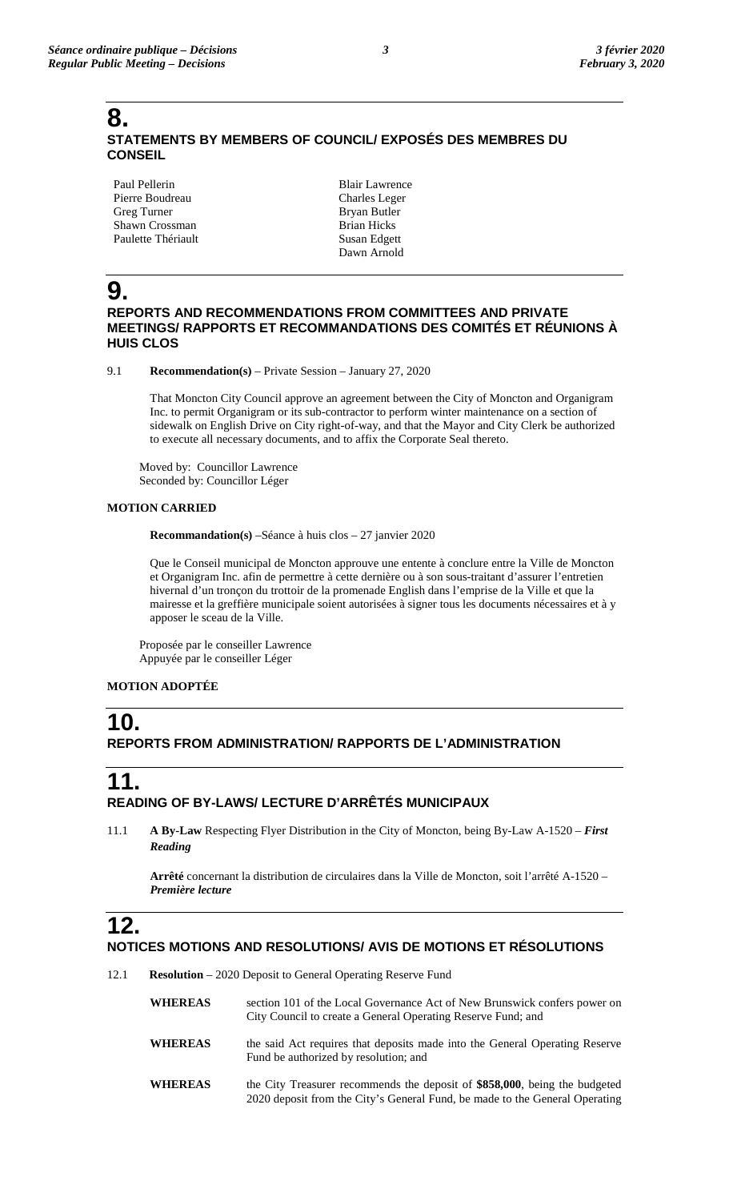# 8.

## STATEMENTS BY MEMBERS OF COUNCIL/ EXPOSÉS DES MEMBRES DU CONSEIL

Paul Pellerin
Pierre Boudreau
Greg Turner
Shawn Crossman
Paulette Thériault
Blair Lawrence
Charles Leger
Bryan Butler
Brian Hicks
Susan Edgett
Dawn Arnold

# 9.

## REPORTS AND RECOMMENDATIONS FROM COMMITTEES AND PRIVATE MEETINGS/ RAPPORTS ET RECOMMANDATIONS DES COMITÉS ET RÉUNIONS À HUIS CLOS

9.1 **Recommendation(s)** – Private Session – January 27, 2020

That Moncton City Council approve an agreement between the City of Moncton and Organigram Inc. to permit Organigram or its sub-contractor to perform winter maintenance on a section of sidewalk on English Drive on City right-of-way, and that the Mayor and City Clerk be authorized to execute all necessary documents, and to affix the Corporate Seal thereto.

Moved by: Councillor Lawrence
Seconded by: Councillor Léger

**MOTION CARRIED**

**Recommandation(s)** –Séance à huis clos – 27 janvier 2020

Que le Conseil municipal de Moncton approuve une entente à conclure entre la Ville de Moncton et Organigram Inc. afin de permettre à cette dernière ou à son sous-traitant d'assurer l'entretien hivernal d'un tronçon du trottoir de la promenade English dans l'emprise de la Ville et que la mairesse et la greffière municipale soient autorisées à signer tous les documents nécessaires et à y apposer le sceau de la Ville.

Proposée par le conseiller Lawrence
Appuyée par le conseiller Léger

**MOTION ADOPTÉE**

# 10.

## REPORTS FROM ADMINISTRATION/ RAPPORTS DE L'ADMINISTRATION

# 11.

## READING OF BY-LAWS/ LECTURE D'ARRÊTÉS MUNICIPAUX

11.1 **A By-Law** Respecting Flyer Distribution in the City of Moncton, being By-Law A-1520 – ***First Reading***

**Arrêté** concernant la distribution de circulaires dans la Ville de Moncton, soit l'arrêté A-1520 – ***Première lecture***

# 12.

## NOTICES MOTIONS AND RESOLUTIONS/ AVIS DE MOTIONS ET RÉSOLUTIONS

12.1 **Resolution** – 2020 Deposit to General Operating Reserve Fund

**WHEREAS** section 101 of the Local Governance Act of New Brunswick confers power on City Council to create a General Operating Reserve Fund; and

**WHEREAS** the said Act requires that deposits made into the General Operating Reserve Fund be authorized by resolution; and

**WHEREAS** the City Treasurer recommends the deposit of **$858,000**, being the budgeted 2020 deposit from the City's General Fund, be made to the General Operating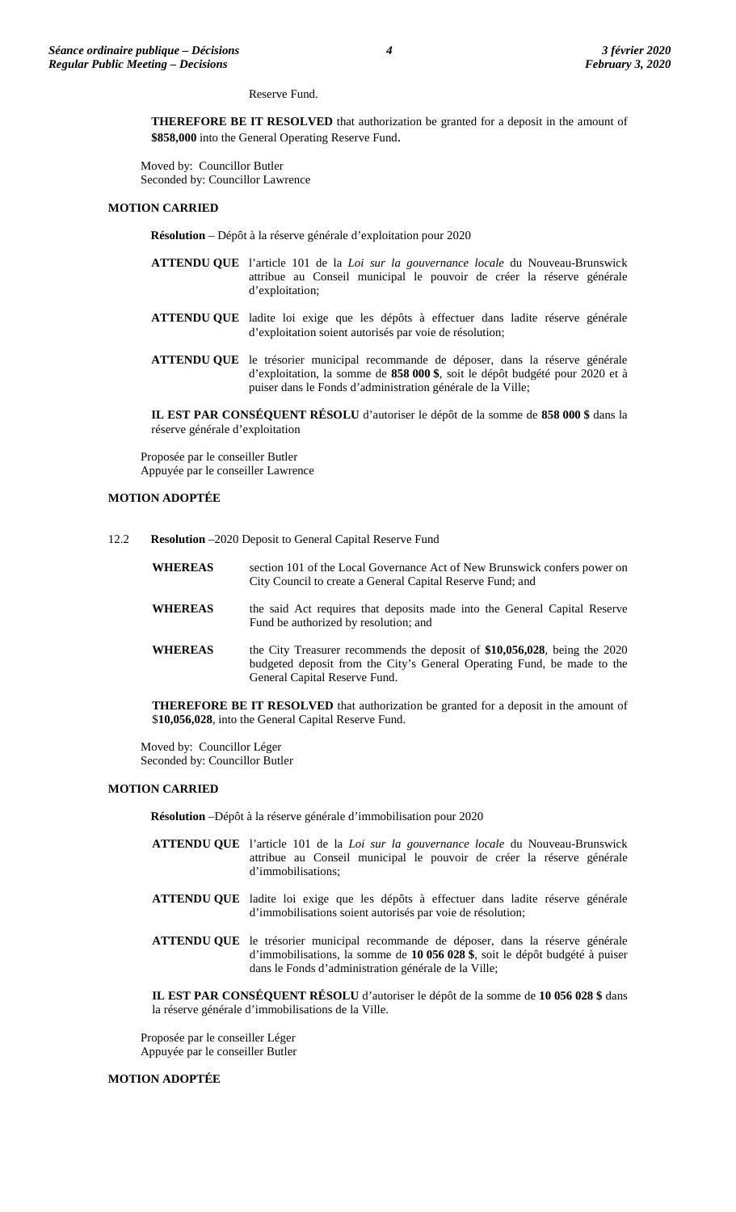Reserve Fund.

**THEREFORE BE IT RESOLVED** that authorization be granted for a deposit in the amount of **$858,000** into the General Operating Reserve Fund.

Moved by: Councillor Butler
Seconded by: Councillor Lawrence

**MOTION CARRIED**

**Résolution** – Dépôt à la réserve générale d'exploitation pour 2020

**ATTENDU QUE** l'article 101 de la *Loi sur la gouvernance locale* du Nouveau-Brunswick attribue au Conseil municipal le pouvoir de créer la réserve générale d'exploitation;

**ATTENDU QUE** ladite loi exige que les dépôts à effectuer dans ladite réserve générale d'exploitation soient autorisés par voie de résolution;

**ATTENDU QUE** le trésorier municipal recommande de déposer, dans la réserve générale d'exploitation, la somme de **858 000 $**, soit le dépôt budgété pour 2020 et à puiser dans le Fonds d'administration générale de la Ville;

**IL EST PAR CONSÉQUENT RÉSOLU** d'autoriser le dépôt de la somme de **858 000 $** dans la réserve générale d'exploitation

Proposée par le conseiller Butler
Appuyée par le conseiller Lawrence

**MOTION ADOPTÉE**

12.2 **Resolution** –2020 Deposit to General Capital Reserve Fund

**WHEREAS** section 101 of the Local Governance Act of New Brunswick confers power on City Council to create a General Capital Reserve Fund; and

**WHEREAS** the said Act requires that deposits made into the General Capital Reserve Fund be authorized by resolution; and

**WHEREAS** the City Treasurer recommends the deposit of **$10,056,028**, being the 2020 budgeted deposit from the City's General Operating Fund, be made to the General Capital Reserve Fund.

**THEREFORE BE IT RESOLVED** that authorization be granted for a deposit in the amount of $**10,056,028**, into the General Capital Reserve Fund.

Moved by: Councillor Léger
Seconded by: Councillor Butler

**MOTION CARRIED**

**Résolution** –Dépôt à la réserve générale d'immobilisation pour 2020

**ATTENDU QUE** l'article 101 de la *Loi sur la gouvernance locale* du Nouveau-Brunswick attribue au Conseil municipal le pouvoir de créer la réserve générale d'immobilisations;

**ATTENDU QUE** ladite loi exige que les dépôts à effectuer dans ladite réserve générale d'immobilisations soient autorisés par voie de résolution;

**ATTENDU QUE** le trésorier municipal recommande de déposer, dans la réserve générale d'immobilisations, la somme de **10 056 028 $**, soit le dépôt budgété à puiser dans le Fonds d'administration générale de la Ville;

**IL EST PAR CONSÉQUENT RÉSOLU** d'autoriser le dépôt de la somme de **10 056 028 $** dans la réserve générale d'immobilisations de la Ville.

Proposée par le conseiller Léger
Appuyée par le conseiller Butler

**MOTION ADOPTÉE**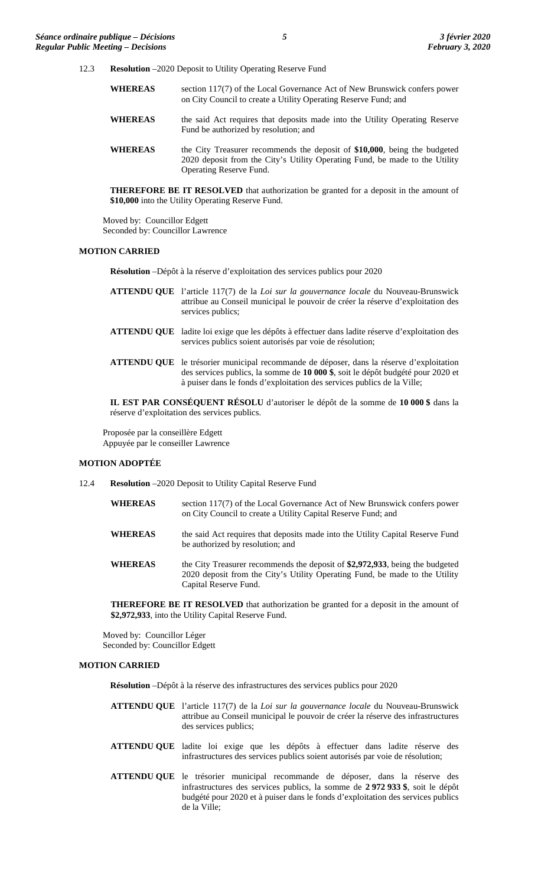12.3 **Resolution** –2020 Deposit to Utility Operating Reserve Fund

**WHEREAS** section 117(7) of the Local Governance Act of New Brunswick confers power on City Council to create a Utility Operating Reserve Fund; and

**WHEREAS** the said Act requires that deposits made into the Utility Operating Reserve Fund be authorized by resolution; and

**WHEREAS** the City Treasurer recommends the deposit of **$10,000**, being the budgeted 2020 deposit from the City's Utility Operating Fund, be made to the Utility Operating Reserve Fund.

**THEREFORE BE IT RESOLVED** that authorization be granted for a deposit in the amount of **$10,000** into the Utility Operating Reserve Fund.

Moved by: Councillor Edgett
Seconded by: Councillor Lawrence

**MOTION CARRIED**

**Résolution** –Dépôt à la réserve d'exploitation des services publics pour 2020

**ATTENDU QUE** l'article 117(7) de la *Loi sur la gouvernance locale* du Nouveau-Brunswick attribue au Conseil municipal le pouvoir de créer la réserve d'exploitation des services publics;

**ATTENDU QUE** ladite loi exige que les dépôts à effectuer dans ladite réserve d'exploitation des services publics soient autorisés par voie de résolution;

**ATTENDU QUE** le trésorier municipal recommande de déposer, dans la réserve d'exploitation des services publics, la somme de **10 000 $**, soit le dépôt budgété pour 2020 et à puiser dans le fonds d'exploitation des services publics de la Ville;

**IL EST PAR CONSÉQUENT RÉSOLU** d'autoriser le dépôt de la somme de **10 000 $** dans la réserve d'exploitation des services publics.

Proposée par la conseillère Edgett
Appuyée par le conseiller Lawrence

**MOTION ADOPTÉE**

12.4 **Resolution** –2020 Deposit to Utility Capital Reserve Fund

**WHEREAS** section 117(7) of the Local Governance Act of New Brunswick confers power on City Council to create a Utility Capital Reserve Fund; and

**WHEREAS** the said Act requires that deposits made into the Utility Capital Reserve Fund be authorized by resolution; and

**WHEREAS** the City Treasurer recommends the deposit of **$2,972,933**, being the budgeted 2020 deposit from the City's Utility Operating Fund, be made to the Utility Capital Reserve Fund.

**THEREFORE BE IT RESOLVED** that authorization be granted for a deposit in the amount of **$2,972,933**, into the Utility Capital Reserve Fund.

Moved by: Councillor Léger
Seconded by: Councillor Edgett

**MOTION CARRIED**

**Résolution** –Dépôt à la réserve des infrastructures des services publics pour 2020

**ATTENDU QUE** l'article 117(7) de la *Loi sur la gouvernance locale* du Nouveau-Brunswick attribue au Conseil municipal le pouvoir de créer la réserve des infrastructures des services publics;

**ATTENDU QUE** ladite loi exige que les dépôts à effectuer dans ladite réserve des infrastructures des services publics soient autorisés par voie de résolution;

**ATTENDU QUE** le trésorier municipal recommande de déposer, dans la réserve des infrastructures des services publics, la somme de **2 972 933 $**, soit le dépôt budgété pour 2020 et à puiser dans le fonds d'exploitation des services publics de la Ville;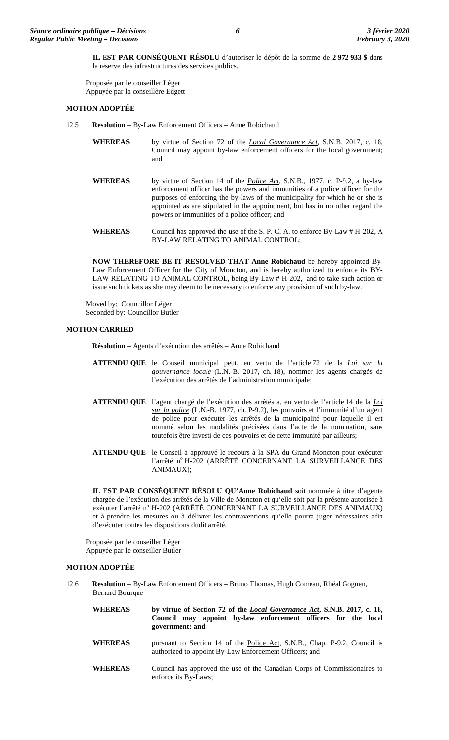**IL EST PAR CONSÉQUENT RÉSOLU** d'autoriser le dépôt de la somme de **2 972 933 $** dans la réserve des infrastructures des services publics.

Proposée par le conseiller Léger
Appuyée par la conseillère Edgett

**MOTION ADOPTÉE**

12.5 **Resolution** – By-Law Enforcement Officers – Anne Robichaud

**WHEREAS** by virtue of Section 72 of the ***Local Governance Act***, S.N.B. 2017, c. 18, Council may appoint by-law enforcement officers for the local government; and

**WHEREAS** by virtue of Section 14 of the ***Police Act***, S.N.B., 1977, c. P-9.2, a by-law enforcement officer has the powers and immunities of a police officer for the purposes of enforcing the by-laws of the municipality for which he or she is appointed as are stipulated in the appointment, but has in no other regard the powers or immunities of a police officer; and

**WHEREAS** Council has approved the use of the S. P. C. A. to enforce By-Law # H-202, A BY-LAW RELATING TO ANIMAL CONTROL;

**NOW THEREFORE BE IT RESOLVED THAT Anne Robichaud** be hereby appointed By-Law Enforcement Officer for the City of Moncton, and is hereby authorized to enforce its BY-LAW RELATING TO ANIMAL CONTROL, being By-Law # H-202, and to take such action or issue such tickets as she may deem to be necessary to enforce any provision of such by-law.

Moved by: Councillor Léger
Seconded by: Councillor Butler

**MOTION CARRIED**

**Résolution** – Agents d'exécution des arrêtés – Anne Robichaud

**ATTENDU QUE** le Conseil municipal peut, en vertu de l'article 72 de la ***Loi sur la gouvernance locale*** (L.N.-B. 2017, ch. 18), nommer les agents chargés de l'exécution des arrêtés de l'administration municipale;

**ATTENDU QUE** l'agent chargé de l'exécution des arrêtés a, en vertu de l'article 14 de la ***Loi sur la police*** (L.N.-B. 1977, ch. P-9.2), les pouvoirs et l'immunité d'un agent de police pour exécuter les arrêtés de la municipalité pour laquelle il est nommé selon les modalités précisées dans l'acte de la nomination, sans toutefois être investi de ces pouvoirs et de cette immunité par ailleurs;

**ATTENDU QUE** le Conseil a approuvé le recours à la SPA du Grand Moncton pour exécuter l'arrêté n^o^ H-202 (ARRÊTÉ CONCERNANT LA SURVEILLANCE DES ANIMAUX);

**IL EST PAR CONSÉQUENT RÉSOLU QU'Anne Robichaud** soit nommée à titre d'agente chargée de l'exécution des arrêtés de la Ville de Moncton et qu'elle soit par la présente autorisée à exécuter l'arrêté n^o^ H-202 (ARRÊTÉ CONCERNANT LA SURVEILLANCE DES ANIMAUX) et à prendre les mesures ou à délivrer les contraventions qu'elle pourra juger nécessaires afin d'exécuter toutes les dispositions dudit arrêté.

Proposée par le conseiller Léger
Appuyée par le conseiller Butler

**MOTION ADOPTÉE**

12.6 **Resolution** – By-Law Enforcement Officers – Bruno Thomas, Hugh Comeau, Rhéal Goguen, Bernard Bourque

**WHEREAS** **by virtue of Section 72 of the *Local Governance Act*, S.N.B. 2017, c. 18, Council may appoint by-law enforcement officers for the local government; and**

**WHEREAS** pursuant to Section 14 of the Police Act, S.N.B., Chap. P-9.2, Council is authorized to appoint By-Law Enforcement Officers; and

**WHEREAS** Council has approved the use of the Canadian Corps of Commissionaires to enforce its By-Laws;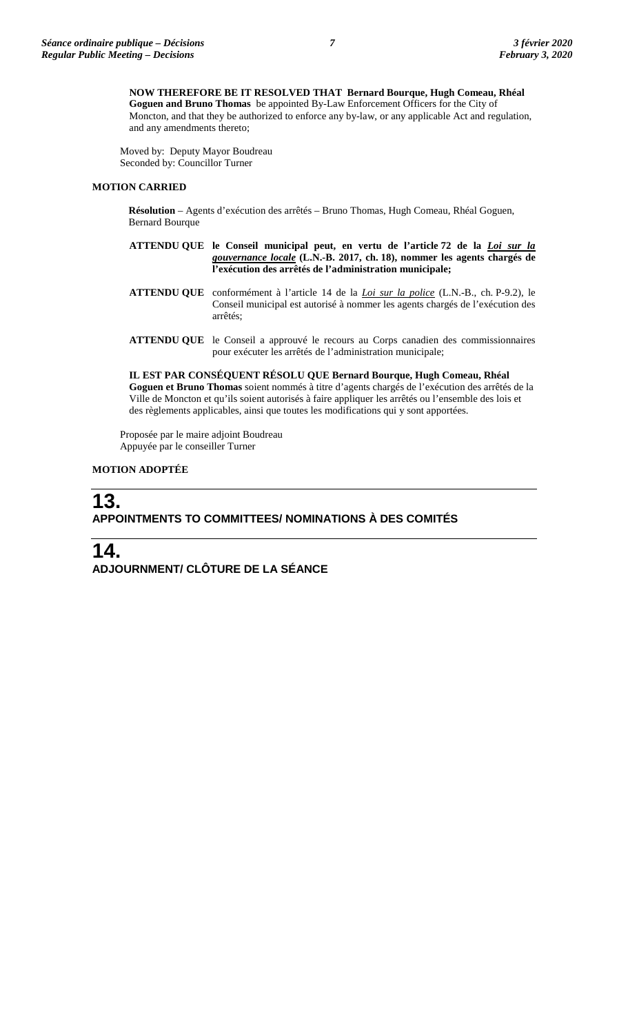**NOW THEREFORE BE IT RESOLVED THAT Bernard Bourque, Hugh Comeau, Rhéal Goguen and Bruno Thomas** be appointed By-Law Enforcement Officers for the City of Moncton, and that they be authorized to enforce any by-law, or any applicable Act and regulation, and any amendments thereto;

Moved by: Deputy Mayor Boudreau
Seconded by: Councillor Turner

**MOTION CARRIED**

**Résolution** – Agents d'exécution des arrêtés – Bruno Thomas, Hugh Comeau, Rhéal Goguen, Bernard Bourque

**ATTENDU QUE le Conseil municipal peut, en vertu de l'article 72 de la *Loi sur la gouvernance locale* (L.N.-B. 2017, ch. 18), nommer les agents chargés de l'exécution des arrêtés de l'administration municipale;**

**ATTENDU QUE** conformément à l'article 14 de la *Loi sur la police* (L.N.-B., ch. P-9.2), le Conseil municipal est autorisé à nommer les agents chargés de l'exécution des arrêtés;

**ATTENDU QUE** le Conseil a approuvé le recours au Corps canadien des commissionnaires pour exécuter les arrêtés de l'administration municipale;

**IL EST PAR CONSÉQUENT RÉSOLU QUE Bernard Bourque, Hugh Comeau, Rhéal Goguen et Bruno Thomas** soient nommés à titre d'agents chargés de l'exécution des arrêtés de la Ville de Moncton et qu'ils soient autorisés à faire appliquer les arrêtés ou l'ensemble des lois et des règlements applicables, ainsi que toutes les modifications qui y sont apportées.

Proposée par le maire adjoint Boudreau
Appuyée par le conseiller Turner

**MOTION ADOPTÉE**

## 13.
## APPOINTMENTS TO COMMITTEES/ NOMINATIONS À DES COMITÉS

## 14.
## ADJOURNMENT/ CLÔTURE DE LA SÉANCE